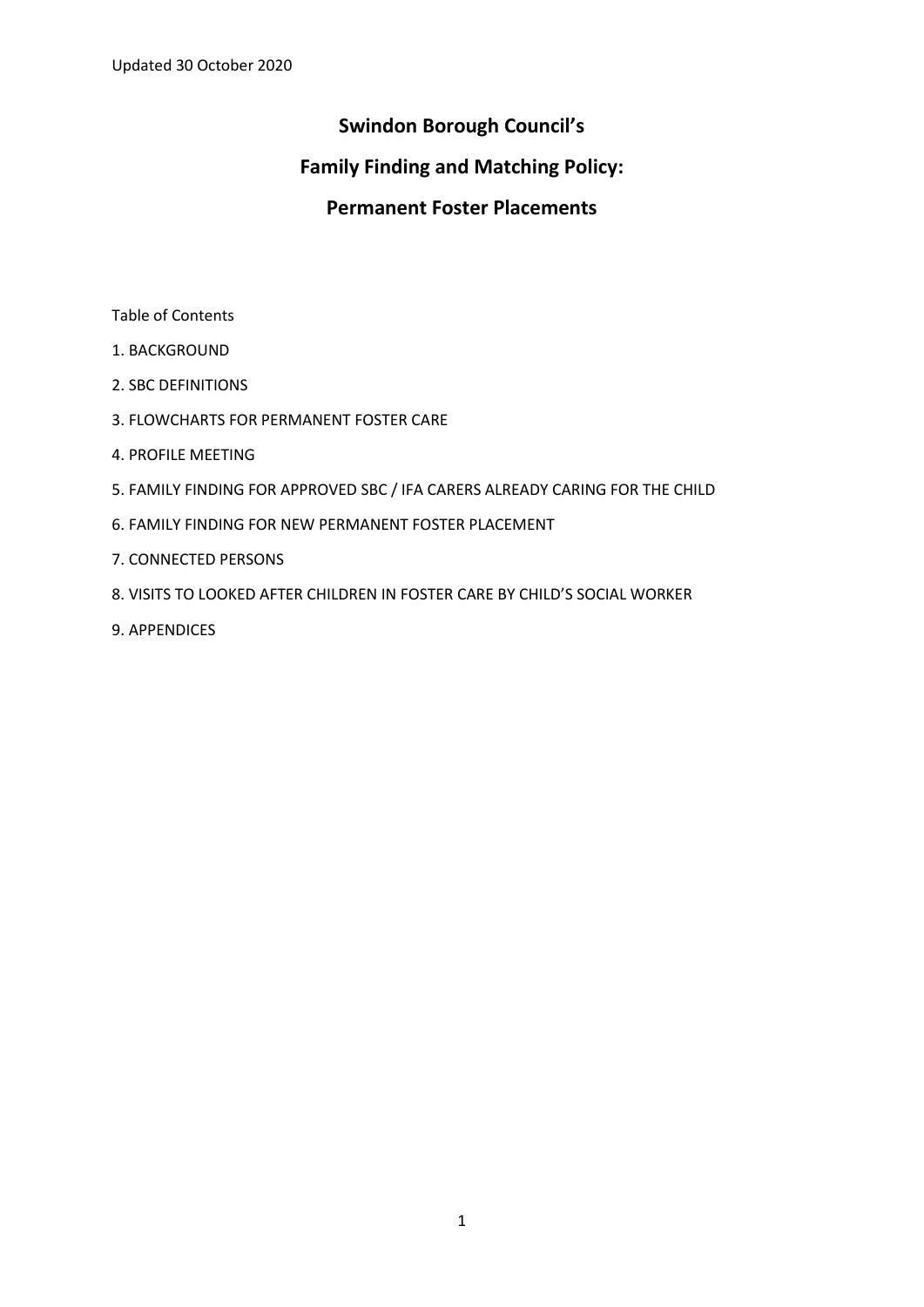Updated 30 October 2020

# Swindon Borough Council's

# Family Finding and Matching Policy:

# Permanent Foster Placements

Table of Contents

1. BACKGROUND
2. SBC DEFINITIONS
3. FLOWCHARTS FOR PERMANENT FOSTER CARE
4. PROFILE MEETING
5. FAMILY FINDING FOR APPROVED SBC / IFA CARERS ALREADY CARING FOR THE CHILD
6. FAMILY FINDING FOR NEW PERMANENT FOSTER PLACEMENT
7. CONNECTED PERSONS
8. VISITS TO LOOKED AFTER CHILDREN IN FOSTER CARE BY CHILD'S SOCIAL WORKER
9. APPENDICES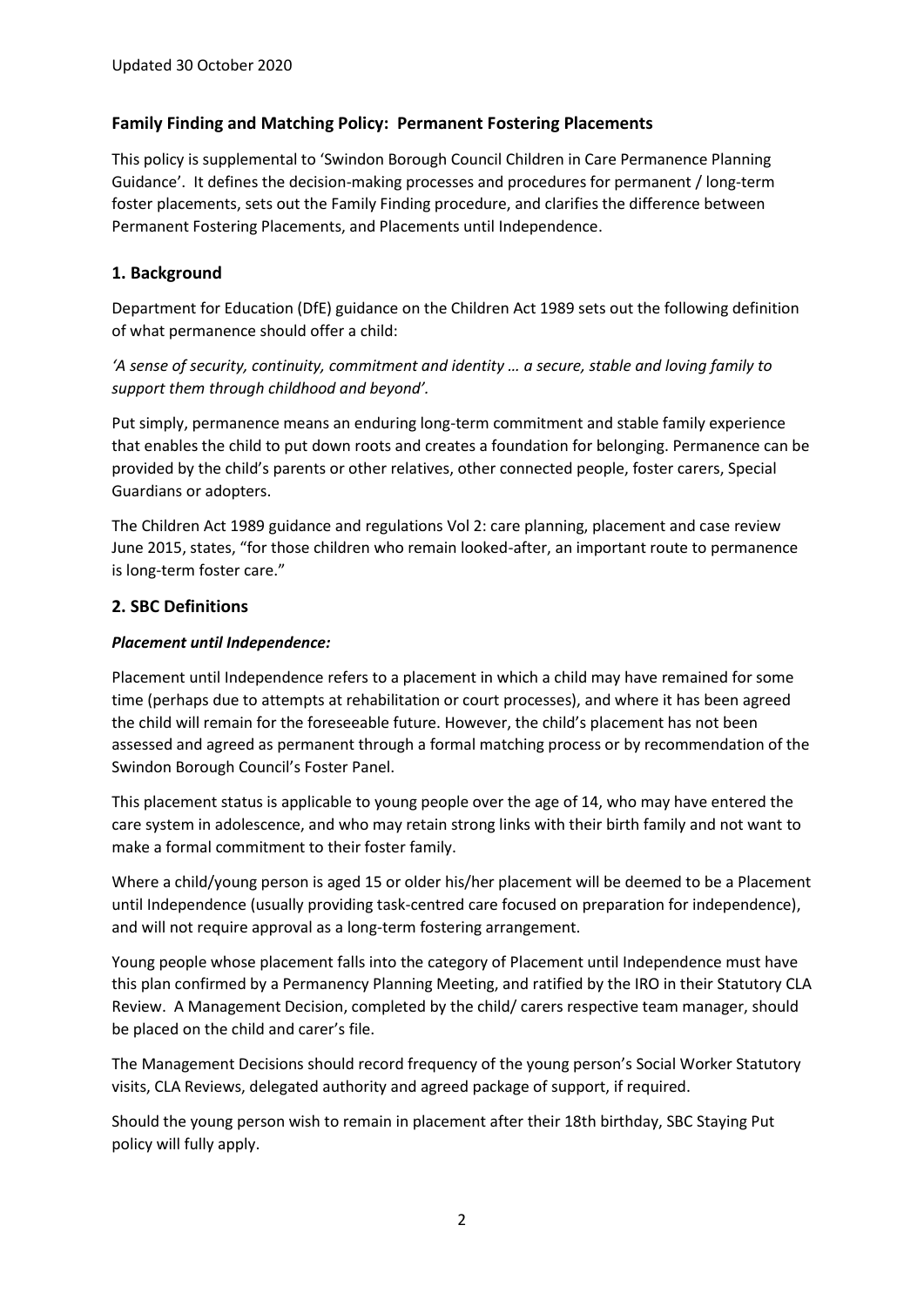Updated 30 October 2020

## Family Finding and Matching Policy: Permanent Fostering Placements

This policy is supplemental to 'Swindon Borough Council Children in Care Permanence Planning Guidance'. It defines the decision-making processes and procedures for permanent / long-term foster placements, sets out the Family Finding procedure, and clarifies the difference between Permanent Fostering Placements, and Placements until Independence.

## 1. Background

Department for Education (DfE) guidance on the Children Act 1989 sets out the following definition of what permanence should offer a child:

*'A sense of security, continuity, commitment and identity … a secure, stable and loving family to support them through childhood and beyond'.*

Put simply, permanence means an enduring long-term commitment and stable family experience that enables the child to put down roots and creates a foundation for belonging. Permanence can be provided by the child's parents or other relatives, other connected people, foster carers, Special Guardians or adopters.

The Children Act 1989 guidance and regulations Vol 2: care planning, placement and case review June 2015, states, "for those children who remain looked-after, an important route to permanence is long-term foster care."

## 2. SBC Definitions

### *Placement until Independence:*

Placement until Independence refers to a placement in which a child may have remained for some time (perhaps due to attempts at rehabilitation or court processes), and where it has been agreed the child will remain for the foreseeable future. However, the child's placement has not been assessed and agreed as permanent through a formal matching process or by recommendation of the Swindon Borough Council's Foster Panel.

This placement status is applicable to young people over the age of 14, who may have entered the care system in adolescence, and who may retain strong links with their birth family and not want to make a formal commitment to their foster family.

Where a child/young person is aged 15 or older his/her placement will be deemed to be a Placement until Independence (usually providing task-centred care focused on preparation for independence), and will not require approval as a long-term fostering arrangement.

Young people whose placement falls into the category of Placement until Independence must have this plan confirmed by a Permanency Planning Meeting, and ratified by the IRO in their Statutory CLA Review. A Management Decision, completed by the child/ carers respective team manager, should be placed on the child and carer's file.

The Management Decisions should record frequency of the young person's Social Worker Statutory visits, CLA Reviews, delegated authority and agreed package of support, if required.

Should the young person wish to remain in placement after their 18th birthday, SBC Staying Put policy will fully apply.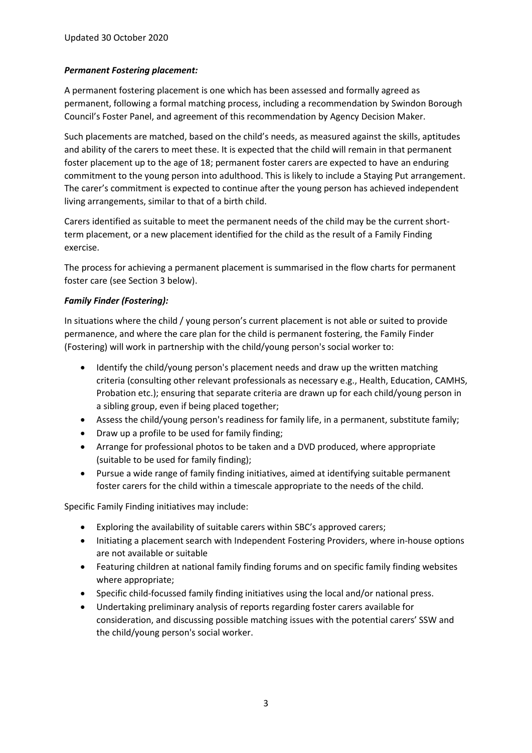***Permanent Fostering placement:***

A permanent fostering placement is one which has been assessed and formally agreed as permanent, following a formal matching process, including a recommendation by Swindon Borough Council's Foster Panel, and agreement of this recommendation by Agency Decision Maker.

Such placements are matched, based on the child's needs, as measured against the skills, aptitudes and ability of the carers to meet these. It is expected that the child will remain in that permanent foster placement up to the age of 18; permanent foster carers are expected to have an enduring commitment to the young person into adulthood. This is likely to include a Staying Put arrangement. The carer's commitment is expected to continue after the young person has achieved independent living arrangements, similar to that of a birth child.

Carers identified as suitable to meet the permanent needs of the child may be the current short-term placement, or a new placement identified for the child as the result of a Family Finding exercise.

The process for achieving a permanent placement is summarised in the flow charts for permanent foster care (see Section 3 below).

***Family Finder (Fostering):***

In situations where the child / young person's current placement is not able or suited to provide permanence, and where the care plan for the child is permanent fostering, the Family Finder (Fostering) will work in partnership with the child/young person's social worker to:

- Identify the child/young person's placement needs and draw up the written matching criteria (consulting other relevant professionals as necessary e.g., Health, Education, CAMHS, Probation etc.); ensuring that separate criteria are drawn up for each child/young person in a sibling group, even if being placed together;
- Assess the child/young person's readiness for family life, in a permanent, substitute family;
- Draw up a profile to be used for family finding;
- Arrange for professional photos to be taken and a DVD produced, where appropriate (suitable to be used for family finding);
- Pursue a wide range of family finding initiatives, aimed at identifying suitable permanent foster carers for the child within a timescale appropriate to the needs of the child.

Specific Family Finding initiatives may include:

- Exploring the availability of suitable carers within SBC's approved carers;
- Initiating a placement search with Independent Fostering Providers, where in-house options are not available or suitable
- Featuring children at national family finding forums and on specific family finding websites where appropriate;
- Specific child-focussed family finding initiatives using the local and/or national press.
- Undertaking preliminary analysis of reports regarding foster carers available for consideration, and discussing possible matching issues with the potential carers' SSW and the child/young person's social worker.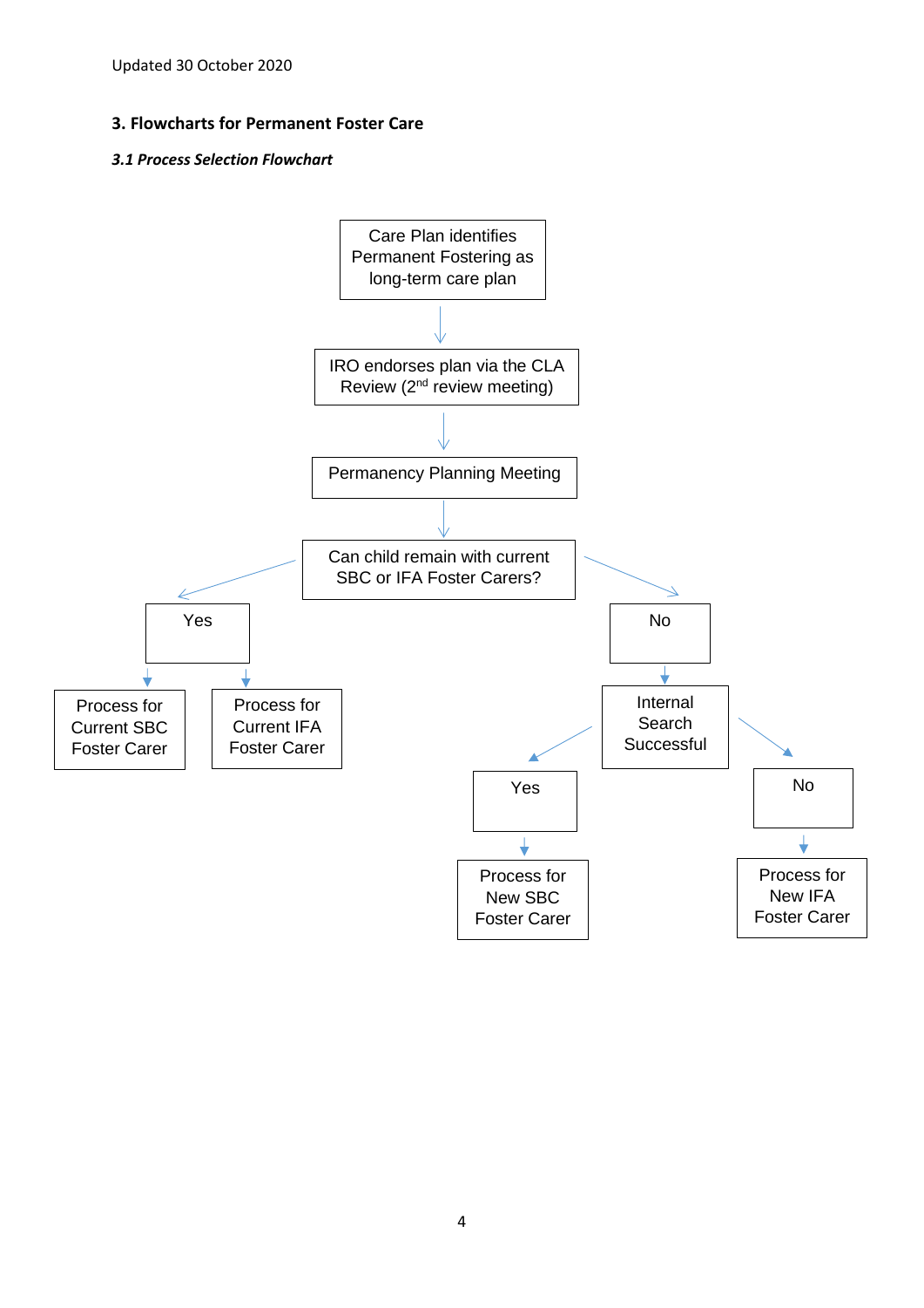Updated 30 October 2020

## 3. Flowcharts for Permanent Foster Care

### *3.1 Process Selection Flowchart*

Care Plan identifies Permanent Fostering as long-term care plan

↓

IRO endorses plan via the CLA Review (2nd review meeting)

↓

Permanency Planning Meeting

↓

Can child remain with current SBC or IFA Foster Carers?

- **Yes**
  - Process for Current SBC Foster Carer
  - Process for Current IFA Foster Carer
- **No**
  - Internal Search Successful
    - **Yes** → Process for New SBC Foster Carer
    - **No** → Process for New IFA Foster Carer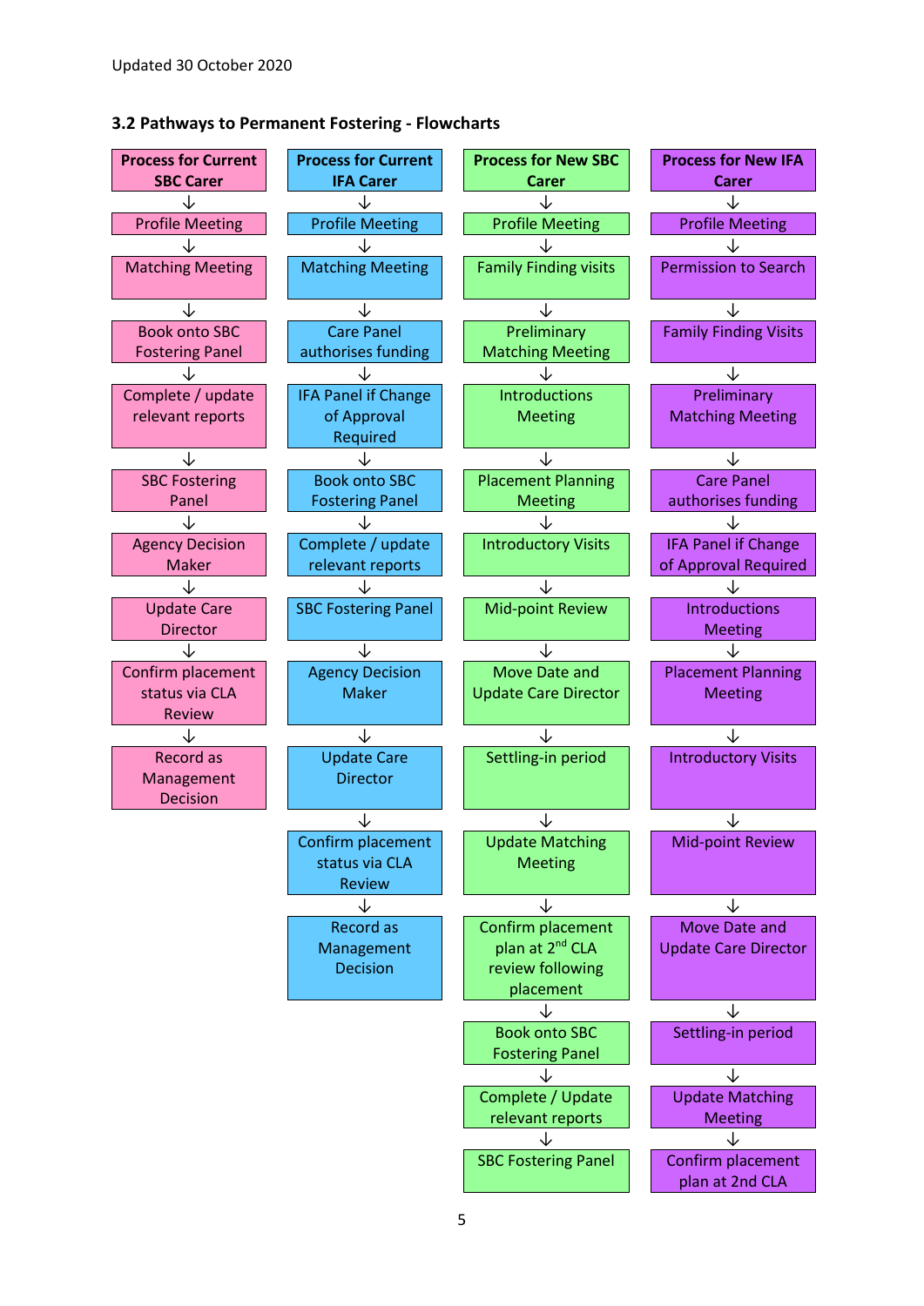Updated 30 October 2020

### 3.2 Pathways to Permanent Fostering - Flowcharts

**Process for Current SBC Carer**

1. Profile Meeting
2. Matching Meeting
3. Book onto SBC Fostering Panel
4. Complete / update relevant reports
5. SBC Fostering Panel
6. Agency Decision Maker
7. Update Care Director
8. Confirm placement status via CLA Review
9. Record as Management Decision

**Process for Current IFA Carer**

1. Profile Meeting
2. Matching Meeting
3. Care Panel authorises funding
4. IFA Panel if Change of Approval Required
5. Book onto SBC Fostering Panel
6. Complete / update relevant reports
7. SBC Fostering Panel
8. Agency Decision Maker
9. Update Care Director
10. Confirm placement status via CLA Review
11. Record as Management Decision

**Process for New SBC Carer**

1. Profile Meeting
2. Family Finding visits
3. Preliminary Matching Meeting
4. Introductions Meeting
5. Placement Planning Meeting
6. Introductory Visits
7. Mid-point Review
8. Move Date and Update Care Director
9. Settling-in period
10. Update Matching Meeting
11. Confirm placement plan at 2nd CLA review following placement
12. Book onto SBC Fostering Panel
13. Complete / Update relevant reports
14. SBC Fostering Panel

**Process for New IFA Carer**

1. Profile Meeting
2. Permission to Search
3. Family Finding Visits
4. Preliminary Matching Meeting
5. Care Panel authorises funding
6. IFA Panel if Change of Approval Required
7. Introductions Meeting
8. Placement Planning Meeting
9. Introductory Visits
10. Mid-point Review
11. Move Date and Update Care Director
12. Settling-in period
13. Update Matching Meeting
14. Confirm placement plan at 2nd CLA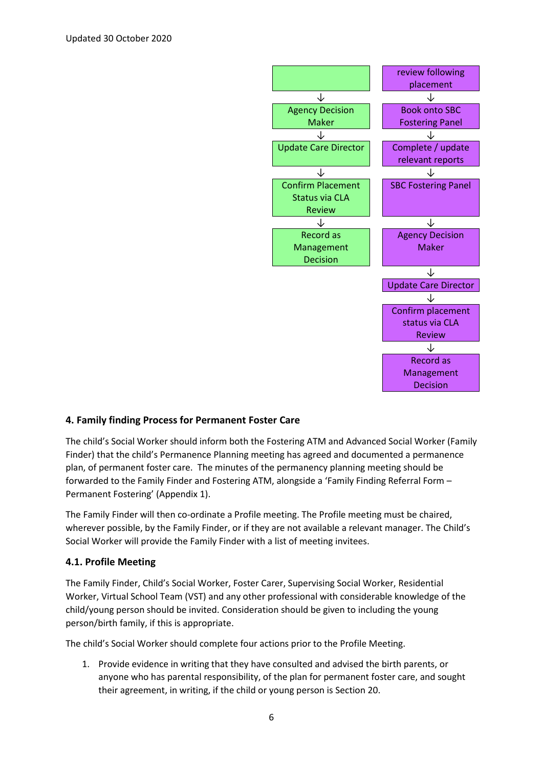Updated 30 October 2020

| Green pathway | Purple pathway |
|---|---|
| | review following placement |
| ↓ | ↓ |
| Agency Decision Maker | Book onto SBC Fostering Panel |
| ↓ | ↓ |
| Update Care Director | Complete / update relevant reports |
| ↓ | ↓ |
| Confirm Placement Status via CLA Review | SBC Fostering Panel |
| ↓ | ↓ |
| Record as Management Decision | Agency Decision Maker |
| | ↓ |
| | Update Care Director |
| | ↓ |
| | Confirm placement status via CLA Review |
| | ↓ |
| | Record as Management Decision |

## 4. Family finding Process for Permanent Foster Care

The child's Social Worker should inform both the Fostering ATM and Advanced Social Worker (Family Finder) that the child's Permanence Planning meeting has agreed and documented a permanence plan, of permanent foster care. The minutes of the permanency planning meeting should be forwarded to the Family Finder and Fostering ATM, alongside a 'Family Finding Referral Form – Permanent Fostering' (Appendix 1).

The Family Finder will then co-ordinate a Profile meeting. The Profile meeting must be chaired, wherever possible, by the Family Finder, or if they are not available a relevant manager. The Child's Social Worker will provide the Family Finder with a list of meeting invitees.

### 4.1. Profile Meeting

The Family Finder, Child's Social Worker, Foster Carer, Supervising Social Worker, Residential Worker, Virtual School Team (VST) and any other professional with considerable knowledge of the child/young person should be invited. Consideration should be given to including the young person/birth family, if this is appropriate.

The child's Social Worker should complete four actions prior to the Profile Meeting.

1. Provide evidence in writing that they have consulted and advised the birth parents, or anyone who has parental responsibility, of the plan for permanent foster care, and sought their agreement, in writing, if the child or young person is Section 20.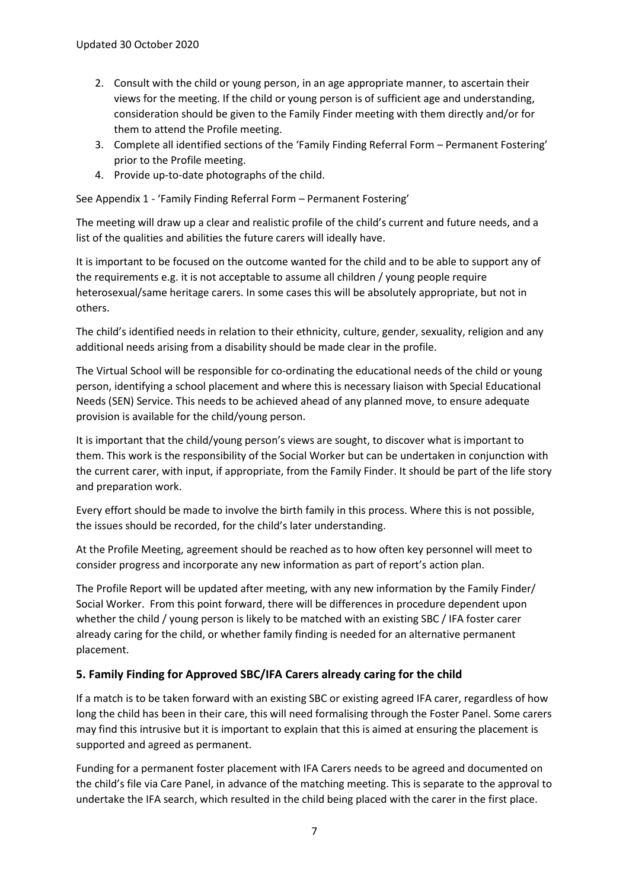2. Consult with the child or young person, in an age appropriate manner, to ascertain their views for the meeting. If the child or young person is of sufficient age and understanding, consideration should be given to the Family Finder meeting with them directly and/or for them to attend the Profile meeting.
3. Complete all identified sections of the 'Family Finding Referral Form – Permanent Fostering' prior to the Profile meeting.
4. Provide up-to-date photographs of the child.

See Appendix 1 - 'Family Finding Referral Form – Permanent Fostering'

The meeting will draw up a clear and realistic profile of the child's current and future needs, and a list of the qualities and abilities the future carers will ideally have.

It is important to be focused on the outcome wanted for the child and to be able to support any of the requirements e.g. it is not acceptable to assume all children / young people require heterosexual/same heritage carers. In some cases this will be absolutely appropriate, but not in others.

The child's identified needs in relation to their ethnicity, culture, gender, sexuality, religion and any additional needs arising from a disability should be made clear in the profile.

The Virtual School will be responsible for co-ordinating the educational needs of the child or young person, identifying a school placement and where this is necessary liaison with Special Educational Needs (SEN) Service. This needs to be achieved ahead of any planned move, to ensure adequate provision is available for the child/young person.

It is important that the child/young person's views are sought, to discover what is important to them. This work is the responsibility of the Social Worker but can be undertaken in conjunction with the current carer, with input, if appropriate, from the Family Finder. It should be part of the life story and preparation work.

Every effort should be made to involve the birth family in this process. Where this is not possible, the issues should be recorded, for the child's later understanding.

At the Profile Meeting, agreement should be reached as to how often key personnel will meet to consider progress and incorporate any new information as part of report's action plan.

The Profile Report will be updated after meeting, with any new information by the Family Finder/ Social Worker. From this point forward, there will be differences in procedure dependent upon whether the child / young person is likely to be matched with an existing SBC / IFA foster carer already caring for the child, or whether family finding is needed for an alternative permanent placement.

## 5. Family Finding for Approved SBC/IFA Carers already caring for the child

If a match is to be taken forward with an existing SBC or existing agreed IFA carer, regardless of how long the child has been in their care, this will need formalising through the Foster Panel. Some carers may find this intrusive but it is important to explain that this is aimed at ensuring the placement is supported and agreed as permanent.

Funding for a permanent foster placement with IFA Carers needs to be agreed and documented on the child's file via Care Panel, in advance of the matching meeting. This is separate to the approval to undertake the IFA search, which resulted in the child being placed with the carer in the first place.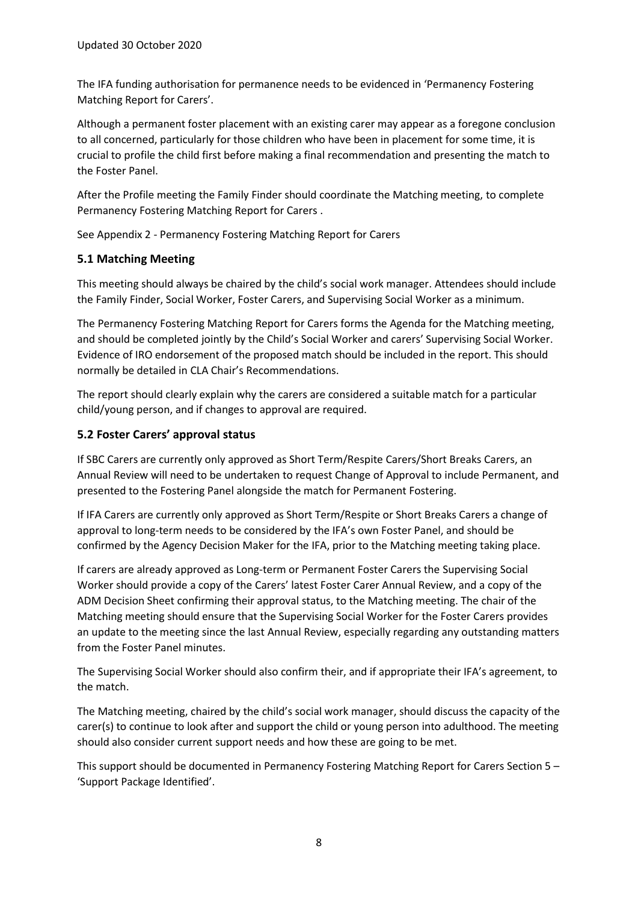The IFA funding authorisation for permanence needs to be evidenced in 'Permanency Fostering Matching Report for Carers'.

Although a permanent foster placement with an existing carer may appear as a foregone conclusion to all concerned, particularly for those children who have been in placement for some time, it is crucial to profile the child first before making a final recommendation and presenting the match to the Foster Panel.

After the Profile meeting the Family Finder should coordinate the Matching meeting, to complete Permanency Fostering Matching Report for Carers .

See Appendix 2 - Permanency Fostering Matching Report for Carers

### 5.1 Matching Meeting

This meeting should always be chaired by the child's social work manager. Attendees should include the Family Finder, Social Worker, Foster Carers, and Supervising Social Worker as a minimum.

The Permanency Fostering Matching Report for Carers forms the Agenda for the Matching meeting, and should be completed jointly by the Child's Social Worker and carers' Supervising Social Worker. Evidence of IRO endorsement of the proposed match should be included in the report. This should normally be detailed in CLA Chair's Recommendations.

The report should clearly explain why the carers are considered a suitable match for a particular child/young person, and if changes to approval are required.

### 5.2 Foster Carers' approval status

If SBC Carers are currently only approved as Short Term/Respite Carers/Short Breaks Carers, an Annual Review will need to be undertaken to request Change of Approval to include Permanent, and presented to the Fostering Panel alongside the match for Permanent Fostering.

If IFA Carers are currently only approved as Short Term/Respite or Short Breaks Carers a change of approval to long-term needs to be considered by the IFA's own Foster Panel, and should be confirmed by the Agency Decision Maker for the IFA, prior to the Matching meeting taking place.

If carers are already approved as Long-term or Permanent Foster Carers the Supervising Social Worker should provide a copy of the Carers' latest Foster Carer Annual Review, and a copy of the ADM Decision Sheet confirming their approval status, to the Matching meeting. The chair of the Matching meeting should ensure that the Supervising Social Worker for the Foster Carers provides an update to the meeting since the last Annual Review, especially regarding any outstanding matters from the Foster Panel minutes.

The Supervising Social Worker should also confirm their, and if appropriate their IFA's agreement, to the match.

The Matching meeting, chaired by the child's social work manager, should discuss the capacity of the carer(s) to continue to look after and support the child or young person into adulthood. The meeting should also consider current support needs and how these are going to be met.

This support should be documented in Permanency Fostering Matching Report for Carers Section 5 – 'Support Package Identified'.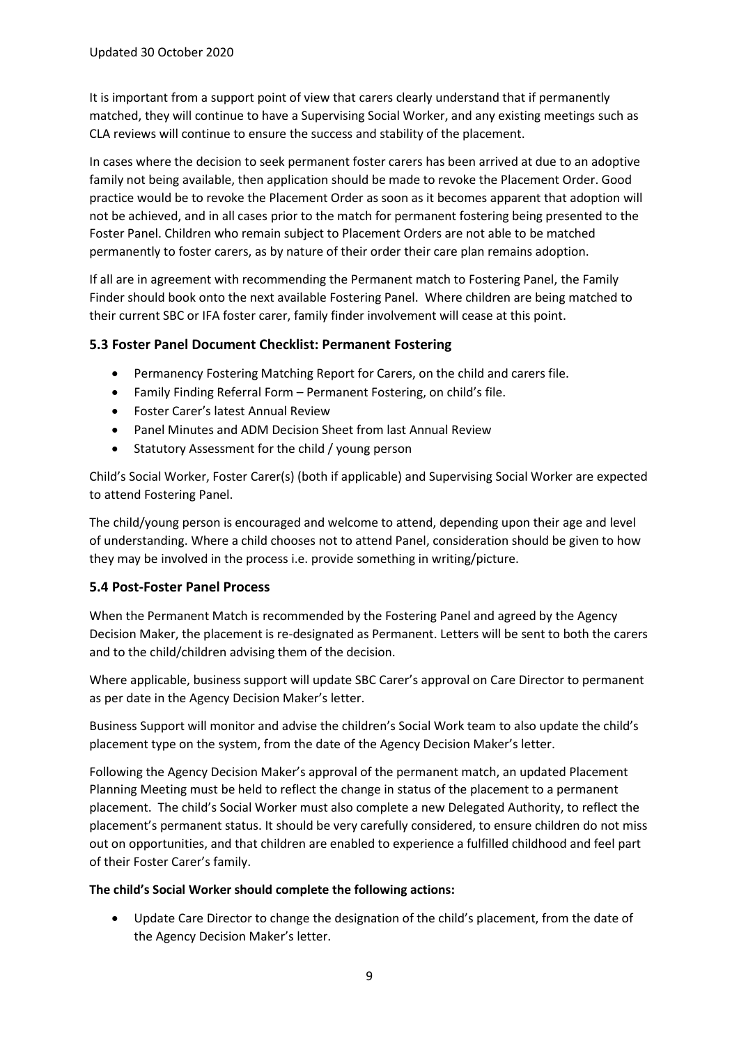It is important from a support point of view that carers clearly understand that if permanently matched, they will continue to have a Supervising Social Worker, and any existing meetings such as CLA reviews will continue to ensure the success and stability of the placement.

In cases where the decision to seek permanent foster carers has been arrived at due to an adoptive family not being available, then application should be made to revoke the Placement Order. Good practice would be to revoke the Placement Order as soon as it becomes apparent that adoption will not be achieved, and in all cases prior to the match for permanent fostering being presented to the Foster Panel. Children who remain subject to Placement Orders are not able to be matched permanently to foster carers, as by nature of their order their care plan remains adoption.

If all are in agreement with recommending the Permanent match to Fostering Panel, the Family Finder should book onto the next available Fostering Panel. Where children are being matched to their current SBC or IFA foster carer, family finder involvement will cease at this point.

### 5.3 Foster Panel Document Checklist: Permanent Fostering

- Permanency Fostering Matching Report for Carers, on the child and carers file.
- Family Finding Referral Form – Permanent Fostering, on child's file.
- Foster Carer's latest Annual Review
- Panel Minutes and ADM Decision Sheet from last Annual Review
- Statutory Assessment for the child / young person

Child's Social Worker, Foster Carer(s) (both if applicable) and Supervising Social Worker are expected to attend Fostering Panel.

The child/young person is encouraged and welcome to attend, depending upon their age and level of understanding. Where a child chooses not to attend Panel, consideration should be given to how they may be involved in the process i.e. provide something in writing/picture.

### 5.4 Post-Foster Panel Process

When the Permanent Match is recommended by the Fostering Panel and agreed by the Agency Decision Maker, the placement is re-designated as Permanent. Letters will be sent to both the carers and to the child/children advising them of the decision.

Where applicable, business support will update SBC Carer's approval on Care Director to permanent as per date in the Agency Decision Maker's letter.

Business Support will monitor and advise the children's Social Work team to also update the child's placement type on the system, from the date of the Agency Decision Maker's letter.

Following the Agency Decision Maker's approval of the permanent match, an updated Placement Planning Meeting must be held to reflect the change in status of the placement to a permanent placement. The child's Social Worker must also complete a new Delegated Authority, to reflect the placement's permanent status. It should be very carefully considered, to ensure children do not miss out on opportunities, and that children are enabled to experience a fulfilled childhood and feel part of their Foster Carer's family.

**The child's Social Worker should complete the following actions:**

- Update Care Director to change the designation of the child's placement, from the date of the Agency Decision Maker's letter.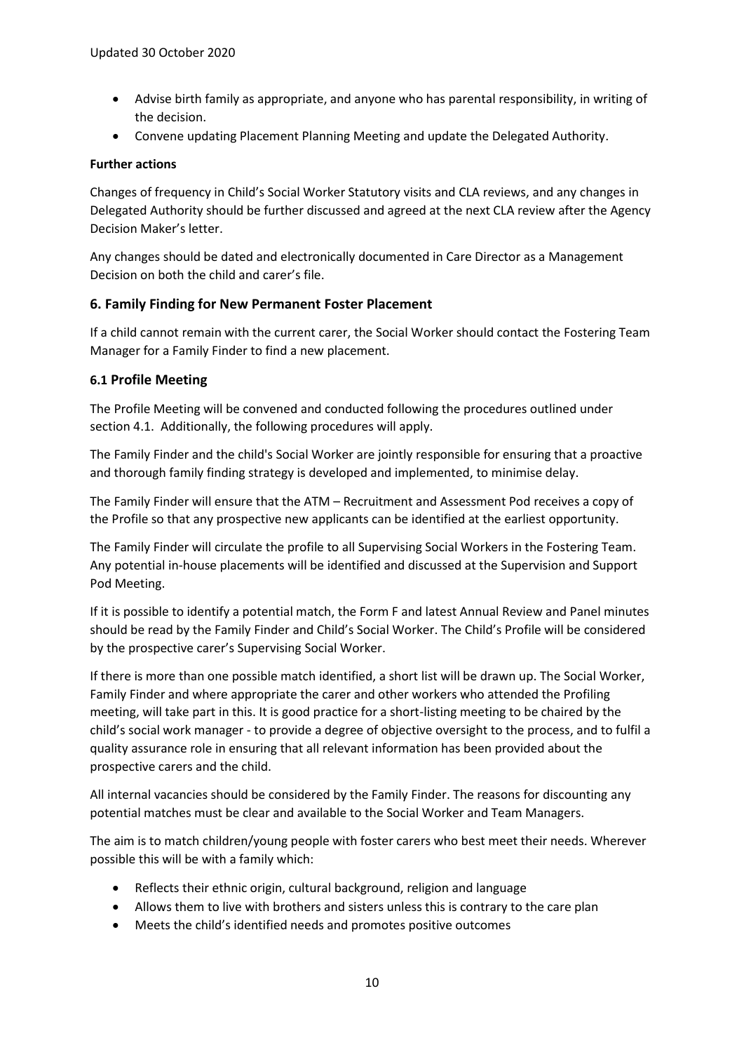- Advise birth family as appropriate, and anyone who has parental responsibility, in writing of the decision.
- Convene updating Placement Planning Meeting and update the Delegated Authority.

**Further actions**

Changes of frequency in Child's Social Worker Statutory visits and CLA reviews, and any changes in Delegated Authority should be further discussed and agreed at the next CLA review after the Agency Decision Maker's letter.

Any changes should be dated and electronically documented in Care Director as a Management Decision on both the child and carer's file.

## 6. Family Finding for New Permanent Foster Placement

If a child cannot remain with the current carer, the Social Worker should contact the Fostering Team Manager for a Family Finder to find a new placement.

### 6.1 Profile Meeting

The Profile Meeting will be convened and conducted following the procedures outlined under section 4.1. Additionally, the following procedures will apply.

The Family Finder and the child's Social Worker are jointly responsible for ensuring that a proactive and thorough family finding strategy is developed and implemented, to minimise delay.

The Family Finder will ensure that the ATM – Recruitment and Assessment Pod receives a copy of the Profile so that any prospective new applicants can be identified at the earliest opportunity.

The Family Finder will circulate the profile to all Supervising Social Workers in the Fostering Team. Any potential in-house placements will be identified and discussed at the Supervision and Support Pod Meeting.

If it is possible to identify a potential match, the Form F and latest Annual Review and Panel minutes should be read by the Family Finder and Child's Social Worker. The Child's Profile will be considered by the prospective carer's Supervising Social Worker.

If there is more than one possible match identified, a short list will be drawn up. The Social Worker, Family Finder and where appropriate the carer and other workers who attended the Profiling meeting, will take part in this. It is good practice for a short-listing meeting to be chaired by the child's social work manager - to provide a degree of objective oversight to the process, and to fulfil a quality assurance role in ensuring that all relevant information has been provided about the prospective carers and the child.

All internal vacancies should be considered by the Family Finder. The reasons for discounting any potential matches must be clear and available to the Social Worker and Team Managers.

The aim is to match children/young people with foster carers who best meet their needs. Wherever possible this will be with a family which:

- Reflects their ethnic origin, cultural background, religion and language
- Allows them to live with brothers and sisters unless this is contrary to the care plan
- Meets the child's identified needs and promotes positive outcomes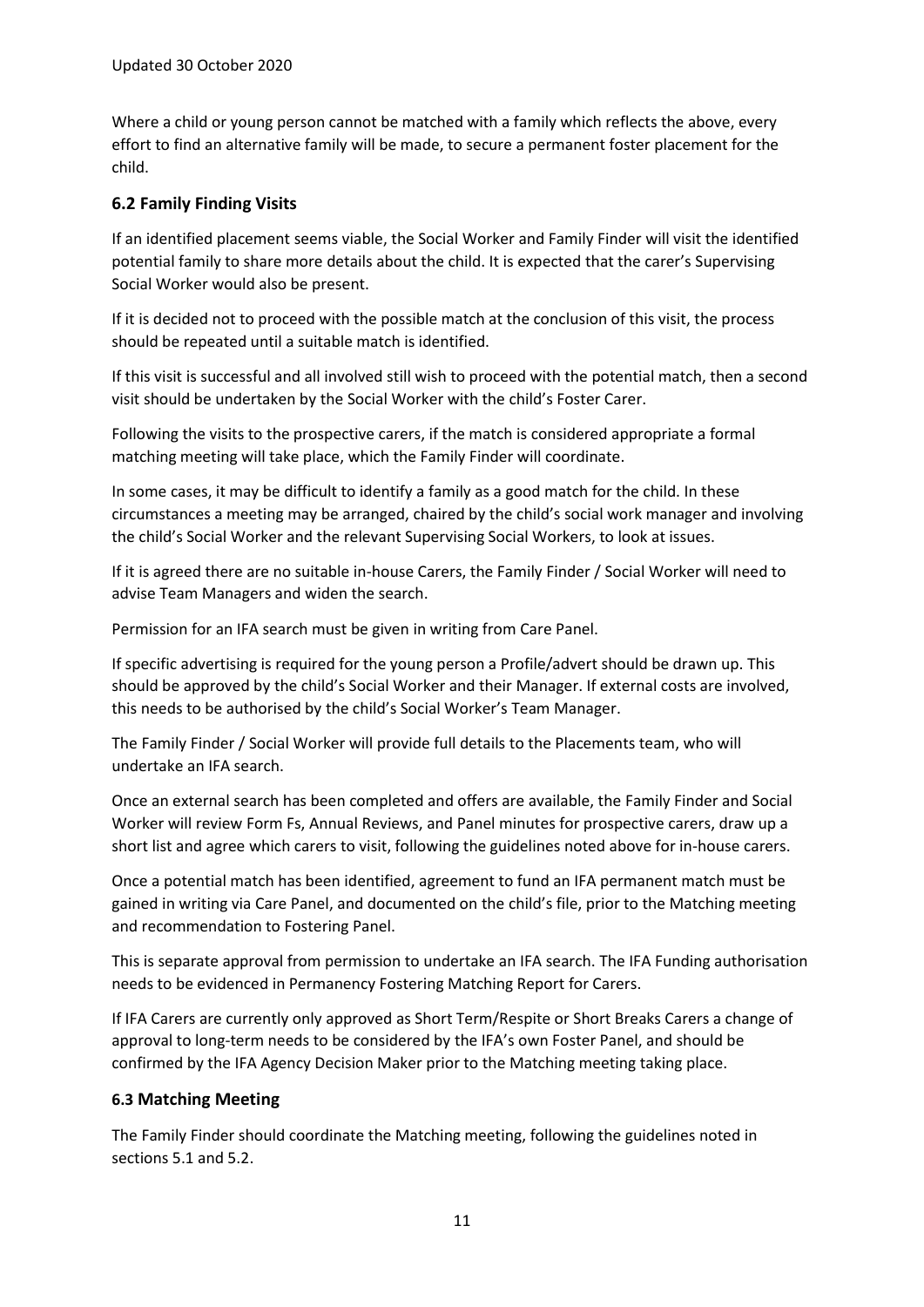Where a child or young person cannot be matched with a family which reflects the above, every effort to find an alternative family will be made, to secure a permanent foster placement for the child.

### 6.2 Family Finding Visits

If an identified placement seems viable, the Social Worker and Family Finder will visit the identified potential family to share more details about the child. It is expected that the carer's Supervising Social Worker would also be present.

If it is decided not to proceed with the possible match at the conclusion of this visit, the process should be repeated until a suitable match is identified.

If this visit is successful and all involved still wish to proceed with the potential match, then a second visit should be undertaken by the Social Worker with the child's Foster Carer.

Following the visits to the prospective carers, if the match is considered appropriate a formal matching meeting will take place, which the Family Finder will coordinate.

In some cases, it may be difficult to identify a family as a good match for the child. In these circumstances a meeting may be arranged, chaired by the child's social work manager and involving the child's Social Worker and the relevant Supervising Social Workers, to look at issues.

If it is agreed there are no suitable in-house Carers, the Family Finder / Social Worker will need to advise Team Managers and widen the search.

Permission for an IFA search must be given in writing from Care Panel.

If specific advertising is required for the young person a Profile/advert should be drawn up. This should be approved by the child's Social Worker and their Manager. If external costs are involved, this needs to be authorised by the child's Social Worker's Team Manager.

The Family Finder / Social Worker will provide full details to the Placements team, who will undertake an IFA search.

Once an external search has been completed and offers are available, the Family Finder and Social Worker will review Form Fs, Annual Reviews, and Panel minutes for prospective carers, draw up a short list and agree which carers to visit, following the guidelines noted above for in-house carers.

Once a potential match has been identified, agreement to fund an IFA permanent match must be gained in writing via Care Panel, and documented on the child's file, prior to the Matching meeting and recommendation to Fostering Panel.

This is separate approval from permission to undertake an IFA search. The IFA Funding authorisation needs to be evidenced in Permanency Fostering Matching Report for Carers.

If IFA Carers are currently only approved as Short Term/Respite or Short Breaks Carers a change of approval to long-term needs to be considered by the IFA's own Foster Panel, and should be confirmed by the IFA Agency Decision Maker prior to the Matching meeting taking place.

### 6.3 Matching Meeting

The Family Finder should coordinate the Matching meeting, following the guidelines noted in sections 5.1 and 5.2.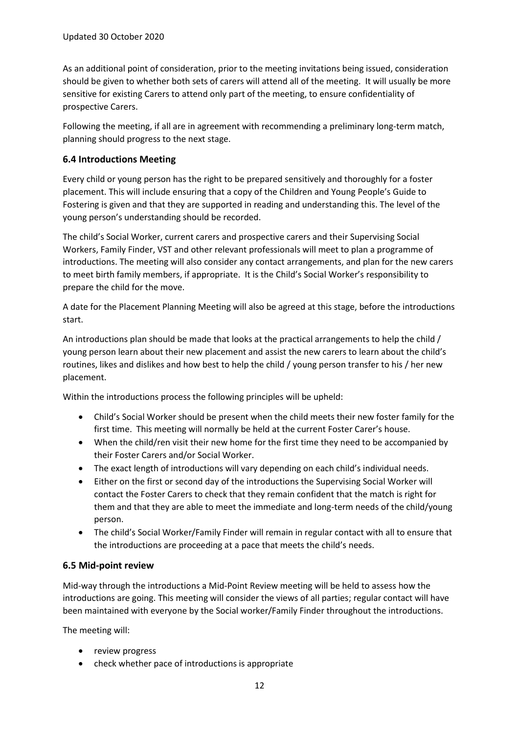As an additional point of consideration, prior to the meeting invitations being issued, consideration should be given to whether both sets of carers will attend all of the meeting. It will usually be more sensitive for existing Carers to attend only part of the meeting, to ensure confidentiality of prospective Carers.

Following the meeting, if all are in agreement with recommending a preliminary long-term match, planning should progress to the next stage.

### 6.4 Introductions Meeting

Every child or young person has the right to be prepared sensitively and thoroughly for a foster placement. This will include ensuring that a copy of the Children and Young People's Guide to Fostering is given and that they are supported in reading and understanding this. The level of the young person's understanding should be recorded.

The child's Social Worker, current carers and prospective carers and their Supervising Social Workers, Family Finder, VST and other relevant professionals will meet to plan a programme of introductions. The meeting will also consider any contact arrangements, and plan for the new carers to meet birth family members, if appropriate. It is the Child's Social Worker's responsibility to prepare the child for the move.

A date for the Placement Planning Meeting will also be agreed at this stage, before the introductions start.

An introductions plan should be made that looks at the practical arrangements to help the child / young person learn about their new placement and assist the new carers to learn about the child's routines, likes and dislikes and how best to help the child / young person transfer to his / her new placement.

Within the introductions process the following principles will be upheld:

- Child's Social Worker should be present when the child meets their new foster family for the first time. This meeting will normally be held at the current Foster Carer's house.
- When the child/ren visit their new home for the first time they need to be accompanied by their Foster Carers and/or Social Worker.
- The exact length of introductions will vary depending on each child's individual needs.
- Either on the first or second day of the introductions the Supervising Social Worker will contact the Foster Carers to check that they remain confident that the match is right for them and that they are able to meet the immediate and long-term needs of the child/young person.
- The child's Social Worker/Family Finder will remain in regular contact with all to ensure that the introductions are proceeding at a pace that meets the child's needs.

### 6.5 Mid-point review

Mid-way through the introductions a Mid-Point Review meeting will be held to assess how the introductions are going. This meeting will consider the views of all parties; regular contact will have been maintained with everyone by the Social worker/Family Finder throughout the introductions.

The meeting will:

- review progress
- check whether pace of introductions is appropriate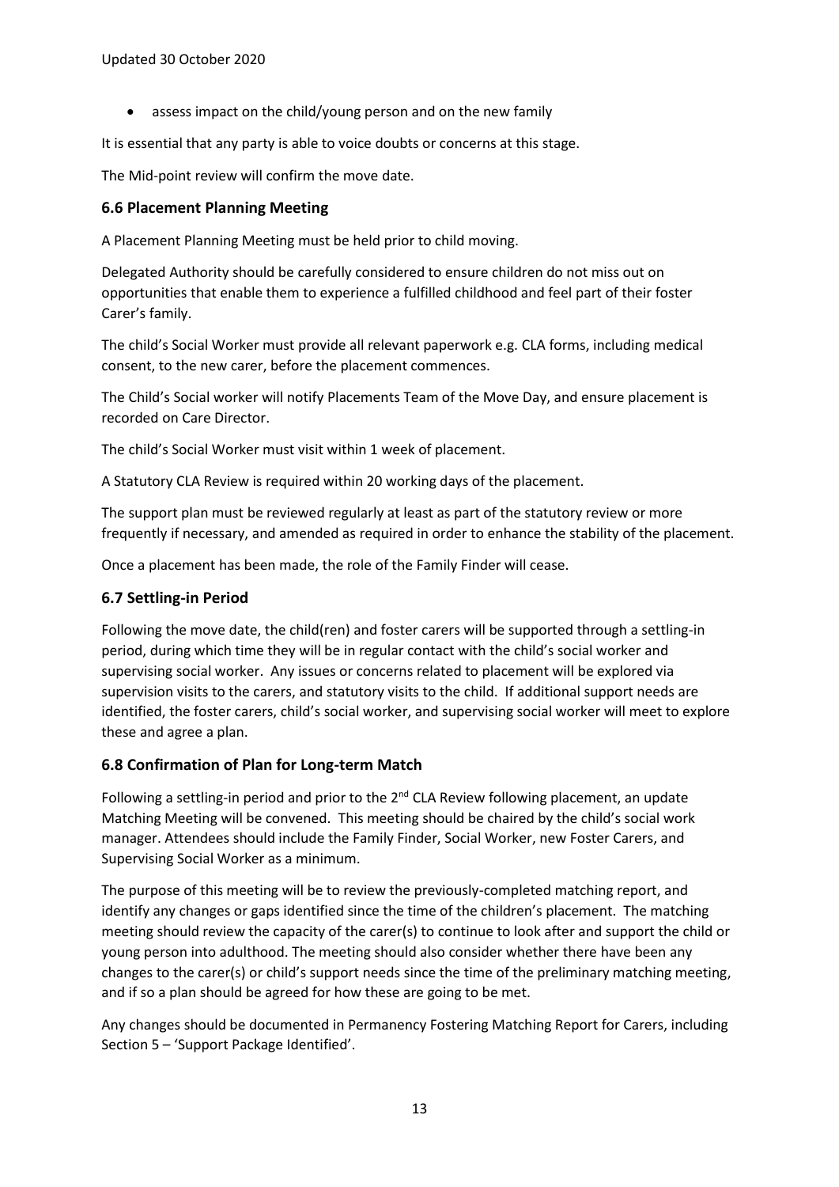- assess impact on the child/young person and on the new family

It is essential that any party is able to voice doubts or concerns at this stage.

The Mid-point review will confirm the move date.

### 6.6 Placement Planning Meeting

A Placement Planning Meeting must be held prior to child moving.

Delegated Authority should be carefully considered to ensure children do not miss out on opportunities that enable them to experience a fulfilled childhood and feel part of their foster Carer's family.

The child's Social Worker must provide all relevant paperwork e.g. CLA forms, including medical consent, to the new carer, before the placement commences.

The Child's Social worker will notify Placements Team of the Move Day, and ensure placement is recorded on Care Director.

The child's Social Worker must visit within 1 week of placement.

A Statutory CLA Review is required within 20 working days of the placement.

The support plan must be reviewed regularly at least as part of the statutory review or more frequently if necessary, and amended as required in order to enhance the stability of the placement.

Once a placement has been made, the role of the Family Finder will cease.

### 6.7 Settling-in Period

Following the move date, the child(ren) and foster carers will be supported through a settling-in period, during which time they will be in regular contact with the child's social worker and supervising social worker. Any issues or concerns related to placement will be explored via supervision visits to the carers, and statutory visits to the child. If additional support needs are identified, the foster carers, child's social worker, and supervising social worker will meet to explore these and agree a plan.

### 6.8 Confirmation of Plan for Long-term Match

Following a settling-in period and prior to the 2nd CLA Review following placement, an update Matching Meeting will be convened. This meeting should be chaired by the child's social work manager. Attendees should include the Family Finder, Social Worker, new Foster Carers, and Supervising Social Worker as a minimum.

The purpose of this meeting will be to review the previously-completed matching report, and identify any changes or gaps identified since the time of the children's placement. The matching meeting should review the capacity of the carer(s) to continue to look after and support the child or young person into adulthood. The meeting should also consider whether there have been any changes to the carer(s) or child's support needs since the time of the preliminary matching meeting, and if so a plan should be agreed for how these are going to be met.

Any changes should be documented in Permanency Fostering Matching Report for Carers, including Section 5 – 'Support Package Identified'.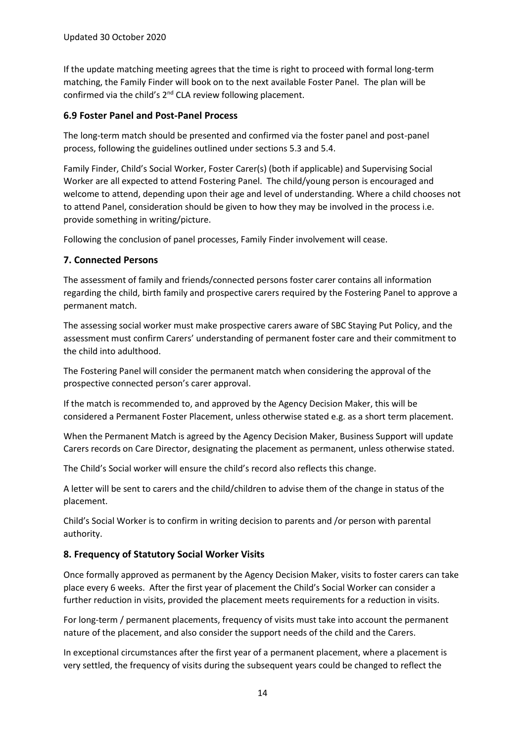If the update matching meeting agrees that the time is right to proceed with formal long-term matching, the Family Finder will book on to the next available Foster Panel. The plan will be confirmed via the child's 2nd CLA review following placement.

### 6.9 Foster Panel and Post-Panel Process

The long-term match should be presented and confirmed via the foster panel and post-panel process, following the guidelines outlined under sections 5.3 and 5.4.

Family Finder, Child's Social Worker, Foster Carer(s) (both if applicable) and Supervising Social Worker are all expected to attend Fostering Panel. The child/young person is encouraged and welcome to attend, depending upon their age and level of understanding. Where a child chooses not to attend Panel, consideration should be given to how they may be involved in the process i.e. provide something in writing/picture.

Following the conclusion of panel processes, Family Finder involvement will cease.

## 7. Connected Persons

The assessment of family and friends/connected persons foster carer contains all information regarding the child, birth family and prospective carers required by the Fostering Panel to approve a permanent match.

The assessing social worker must make prospective carers aware of SBC Staying Put Policy, and the assessment must confirm Carers' understanding of permanent foster care and their commitment to the child into adulthood.

The Fostering Panel will consider the permanent match when considering the approval of the prospective connected person's carer approval.

If the match is recommended to, and approved by the Agency Decision Maker, this will be considered a Permanent Foster Placement, unless otherwise stated e.g. as a short term placement.

When the Permanent Match is agreed by the Agency Decision Maker, Business Support will update Carers records on Care Director, designating the placement as permanent, unless otherwise stated.

The Child's Social worker will ensure the child's record also reflects this change.

A letter will be sent to carers and the child/children to advise them of the change in status of the placement.

Child's Social Worker is to confirm in writing decision to parents and /or person with parental authority.

## 8. Frequency of Statutory Social Worker Visits

Once formally approved as permanent by the Agency Decision Maker, visits to foster carers can take place every 6 weeks. After the first year of placement the Child's Social Worker can consider a further reduction in visits, provided the placement meets requirements for a reduction in visits.

For long-term / permanent placements, frequency of visits must take into account the permanent nature of the placement, and also consider the support needs of the child and the Carers.

In exceptional circumstances after the first year of a permanent placement, where a placement is very settled, the frequency of visits during the subsequent years could be changed to reflect the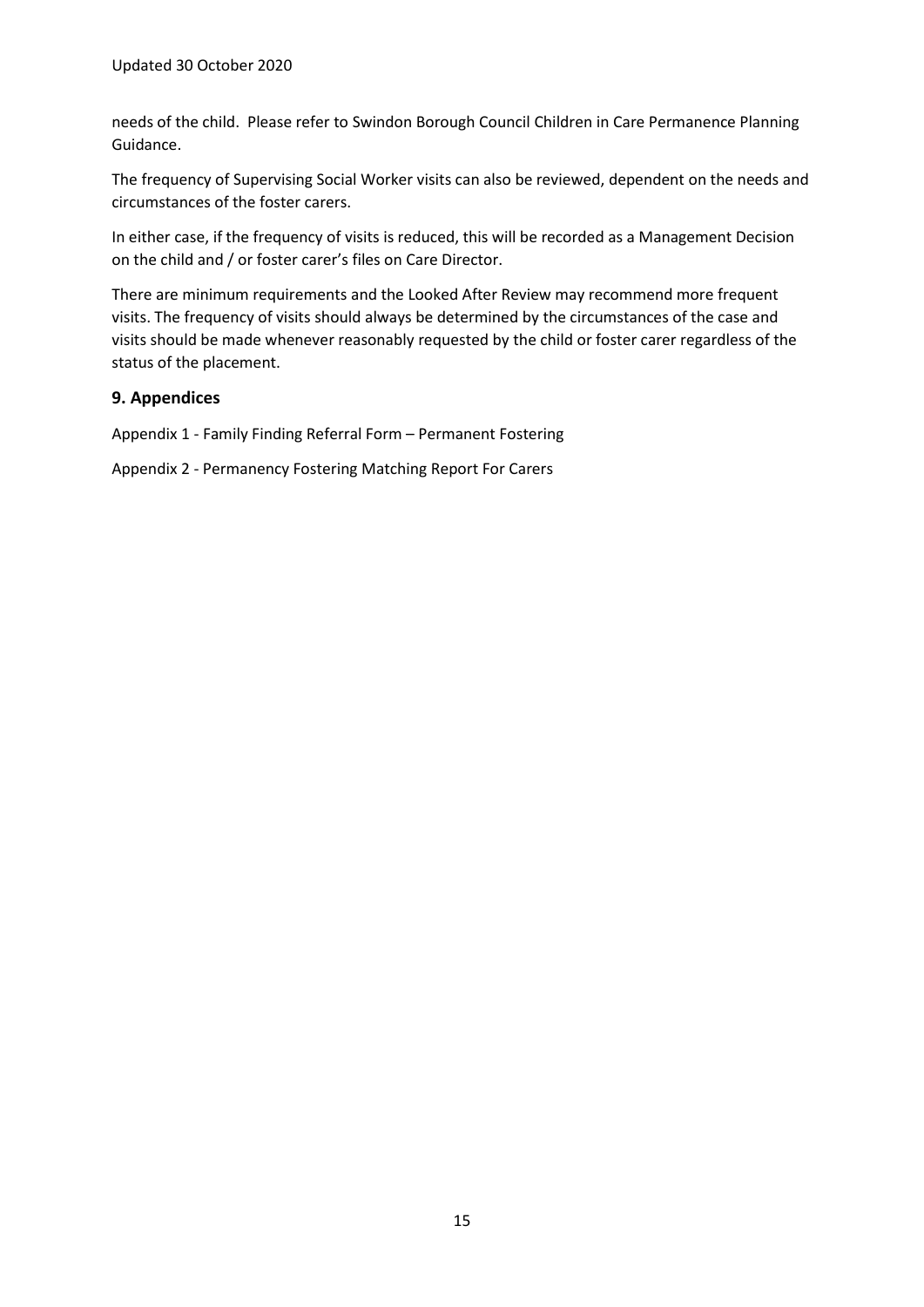needs of the child. Please refer to Swindon Borough Council Children in Care Permanence Planning Guidance.

The frequency of Supervising Social Worker visits can also be reviewed, dependent on the needs and circumstances of the foster carers.

In either case, if the frequency of visits is reduced, this will be recorded as a Management Decision on the child and / or foster carer's files on Care Director.

There are minimum requirements and the Looked After Review may recommend more frequent visits. The frequency of visits should always be determined by the circumstances of the case and visits should be made whenever reasonably requested by the child or foster carer regardless of the status of the placement.

## 9. Appendices

Appendix 1 - Family Finding Referral Form – Permanent Fostering

Appendix 2 - Permanency Fostering Matching Report For Carers